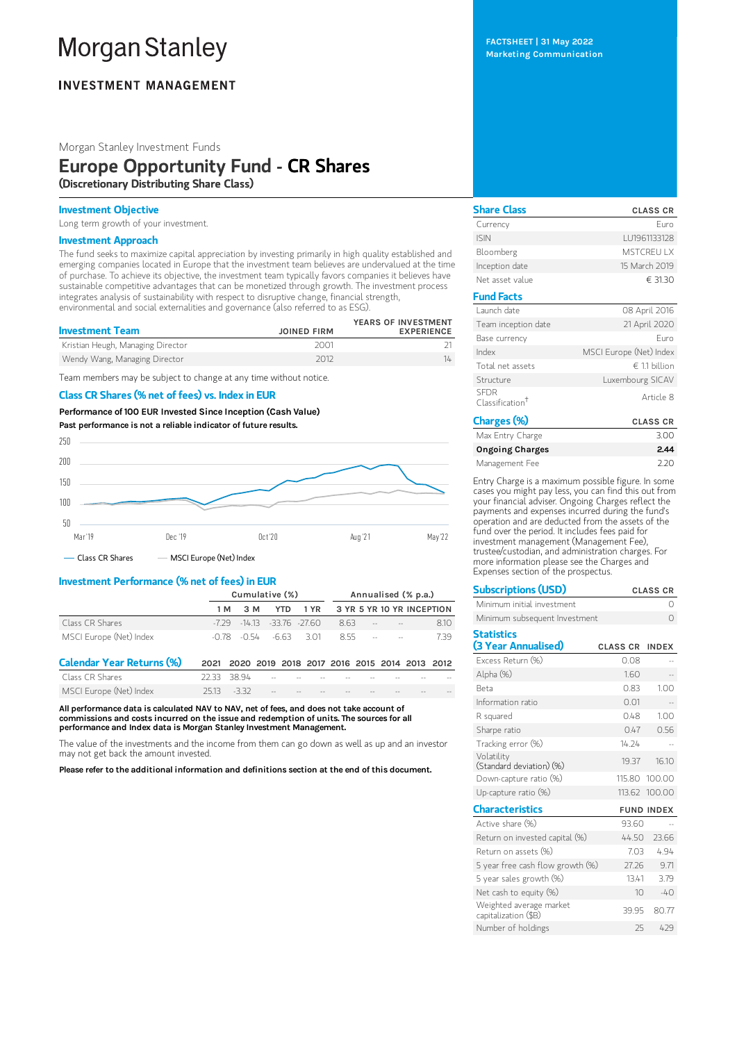# Morgan Stanley

**INVESTMENT MANAGEMENT**

FACTSHEET | 31 May 2022
Marketing Communication

Morgan Stanley Investment Funds

## Europe Opportunity Fund - CR Shares

**(Discretionary Distributing Share Class)**

### Investment Objective

Long term growth of your investment.

### Investment Approach

The fund seeks to maximize capital appreciation by investing primarily in high quality established and emerging companies located in Europe that the investment team believes are undervalued at the time of purchase. To achieve its objective, the investment team typically favors companies it believes have sustainable competitive advantages that can be monetized through growth. The investment process integrates analysis of sustainability with respect to disruptive change, financial strength, environmental and social externalities and governance (also referred to as ESG).

| Investment Team | JOINED FIRM | YEARS OF INVESTMENT EXPERIENCE |
|---|---|---|
| Kristian Heugh, Managing Director | 2001 | 21 |
| Wendy Wang, Managing Director | 2012 | 14 |

Team members may be subject to change at any time without notice.

### Class CR Shares (% net of fees) vs. Index in EUR

**Performance of 100 EUR Invested Since Inception (Cash Value)**

**Past performance is not a reliable indicator of future results.**

— Class CR Shares — MSCI Europe (Net) Index

### Investment Performance (% net of fees) in EUR

| | Cumulative (%) | | | | Annualised (% p.a.) | | | |
|---|---|---|---|---|---|---|---|---|
| | 1 M | 3 M | YTD | 1 YR | 3 YR | 5 YR | 10 YR | INCEPTION |
| Class CR Shares | -7.29 | -14.13 | -33.76 | -27.60 | 8.63 | -- | -- | 8.10 |
| MSCI Europe (Net) Index | -0.78 | -0.54 | -6.63 | 3.01 | 8.55 | -- | -- | 7.39 |

### Calendar Year Returns (%)

| | 2021 | 2020 | 2019 | 2018 | 2017 | 2016 | 2015 | 2014 | 2013 | 2012 |
|---|---|---|---|---|---|---|---|---|---|---|
| Class CR Shares | 22.33 | 38.94 | -- | -- | -- | -- | -- | -- | -- | -- |
| MSCI Europe (Net) Index | 25.13 | -3.32 | -- | -- | -- | -- | -- | -- | -- | -- |

**All performance data is calculated NAV to NAV, net of fees, and does not take account of commissions and costs incurred on the issue and redemption of units. The sources for all performance and Index data is Morgan Stanley Investment Management.**

The value of the investments and the income from them can go down as well as up and an investor may not get back the amount invested.

**Please refer to the additional information and definitions section at the end of this document.**

### Share Class

| | CLASS CR |
|---|---|
| Currency | Euro |
| ISIN | LU1961133128 |
| Bloomberg | MSTCREU LX |
| Inception date | 15 March 2019 |
| Net asset value | € 31.30 |

### Fund Facts

| | |
|---|---|
| Launch date | 08 April 2016 |
| Team inception date | 21 April 2020 |
| Base currency | Euro |
| Index | MSCI Europe (Net) Index |
| Total net assets | € 1.1 billion |
| Structure | Luxembourg SICAV |
| SFDR Classification† | Article 8 |

### Charges (%)

| | CLASS CR |
|---|---|
| Max Entry Charge | 3.00 |
| **Ongoing Charges** | **2.44** |
| Management Fee | 2.20 |

Entry Charge is a maximum possible figure. In some cases you might pay less, you can find this out from your financial adviser. Ongoing Charges reflect the payments and expenses incurred during the fund's operation and are deducted from the assets of the fund over the period. It includes fees paid for investment management (Management Fee), trustee/custodian, and administration charges. For more information please see the Charges and Expenses section of the prospectus.

### Subscriptions (USD)

| | CLASS CR |
|---|---|
| Minimum initial investment | 0 |
| Minimum subsequent Investment | 0 |

### Statistics (3 Year Annualised)

| | CLASS CR | INDEX |
|---|---|---|
| Excess Return (%) | 0.08 | -- |
| Alpha (%) | 1.60 | -- |
| Beta | 0.83 | 1.00 |
| Information ratio | 0.01 | -- |
| R squared | 0.48 | 1.00 |
| Sharpe ratio | 0.47 | 0.56 |
| Tracking error (%) | 14.24 | -- |
| Volatility (Standard deviation) (%) | 19.37 | 16.10 |
| Down-capture ratio (%) | 115.80 | 100.00 |
| Up-capture ratio (%) | 113.62 | 100.00 |

### Characteristics

| | FUND | INDEX |
|---|---|---|
| Active share (%) | 93.60 | -- |
| Return on invested capital (%) | 44.50 | 23.66 |
| Return on assets (%) | 7.03 | 4.94 |
| 5 year free cash flow growth (%) | 27.26 | 9.71 |
| 5 year sales growth (%) | 13.41 | 3.79 |
| Net cash to equity (%) | 10 | -40 |
| Weighted average market capitalization ($B) | 39.95 | 80.77 |
| Number of holdings | 25 | 429 |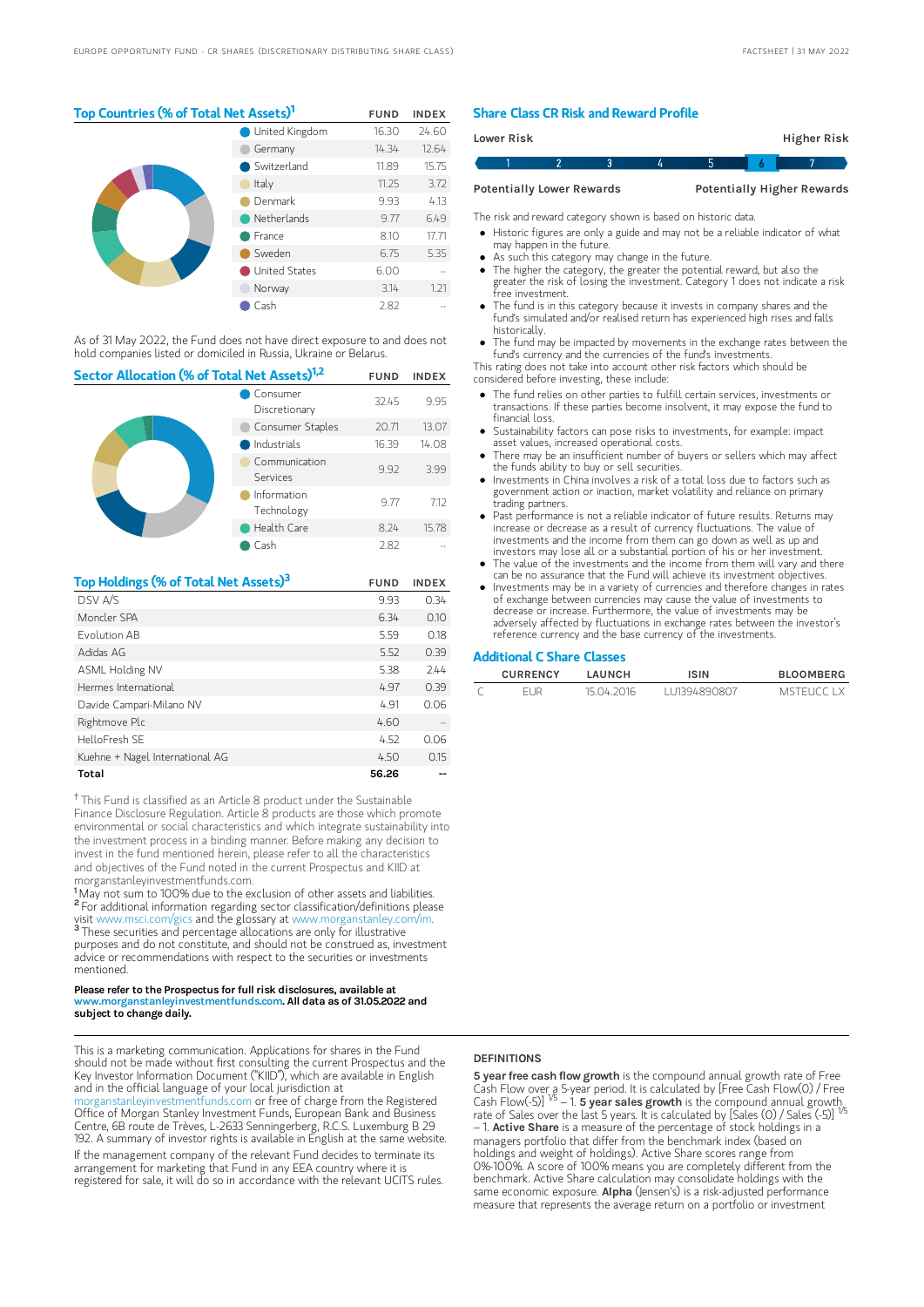## Top Countries (% of Total Net Assets)[1]

| | FUND | INDEX |
|---|---|---|
| United Kingdom | 16.30 | 24.60 |
| Germany | 14.34 | 12.64 |
| Switzerland | 11.89 | 15.75 |
| Italy | 11.25 | 3.72 |
| Denmark | 9.93 | 4.13 |
| Netherlands | 9.77 | 6.49 |
| France | 8.10 | 17.71 |
| Sweden | 6.75 | 5.35 |
| United States | 6.00 | -- |
| Norway | 3.14 | 1.21 |
| Cash | 2.82 | -- |

As of 31 May 2022, the Fund does not have direct exposure to and does not hold companies listed or domiciled in Russia, Ukraine or Belarus.

## Sector Allocation (% of Total Net Assets)[1,2]

| | FUND | INDEX |
|---|---|---|
| Consumer Discretionary | 32.45 | 9.95 |
| Consumer Staples | 20.71 | 13.07 |
| Industrials | 16.39 | 14.08 |
| Communication Services | 9.92 | 3.99 |
| Information Technology | 9.77 | 7.12 |
| Health Care | 8.24 | 15.78 |
| Cash | 2.82 | -- |

## Top Holdings (% of Total Net Assets)[3]

| | FUND | INDEX |
|---|---|---|
| DSV A/S | 9.93 | 0.34 |
| Moncler SPA | 6.34 | 0.10 |
| Evolution AB | 5.59 | 0.18 |
| Adidas AG | 5.52 | 0.39 |
| ASML Holding NV | 5.38 | 2.44 |
| Hermes International | 4.97 | 0.39 |
| Davide Campari-Milano NV | 4.91 | 0.06 |
| Rightmove Plc | 4.60 | -- |
| HelloFresh SE | 4.52 | 0.06 |
| Kuehne + Nagel International AG | 4.50 | 0.15 |
| **Total** | **56.26** | **--** |

[†] This Fund is classified as an Article 8 product under the Sustainable Finance Disclosure Regulation. Article 8 products are those which promote environmental or social characteristics and which integrate sustainability into the investment process in a binding manner. Before making any decision to invest in the fund mentioned herein, please refer to all the characteristics and objectives of the Fund noted in the current Prospectus and KIID at morganstanleyinvestmentfunds.com.

[1] May not sum to 100% due to the exclusion of other assets and liabilities.

[2] For additional information regarding sector classification/definitions please visit www.msci.com/gics and the glossary at www.morganstanley.com/im.

[3] These securities and percentage allocations are only for illustrative purposes and do not constitute, and should not be construed as, investment advice or recommendations with respect to the securities or investments mentioned.

**Please refer to the Prospectus for full risk disclosures, available at www.morganstanleyinvestmentfunds.com. All data as of 31.05.2022 and subject to change daily.**

## Share Class CR Risk and Reward Profile

| Lower Risk | | | | | | Higher Risk |
|---|---|---|---|---|---|---|
| 1 | 2 | 3 | 4 | 5 | **6** | 7 |
| Potentially Lower Rewards | | | | | | Potentially Higher Rewards |

The risk and reward category shown is based on historic data.

- Historic figures are only a guide and may not be a reliable indicator of what may happen in the future.
- As such this category may change in the future.
- The higher the category, the greater the potential reward, but also the greater the risk of losing the investment. Category 1 does not indicate a risk free investment.
- The fund is in this category because it invests in company shares and the fund's simulated and/or realised return has experienced high rises and falls historically.
- The fund may be impacted by movements in the exchange rates between the fund's currency and the currencies of the fund's investments.

This rating does not take into account other risk factors which should be considered before investing, these include:

- The fund relies on other parties to fulfill certain services, investments or transactions. If these parties become insolvent, it may expose the fund to financial loss.
- Sustainability factors can pose risks to investments, for example: impact asset values, increased operational costs.
- There may be an insufficient number of buyers or sellers which may affect the funds ability to buy or sell securities.
- Investments in China involves a risk of a total loss due to factors such as government action or inaction, market volatility and reliance on primary trading partners.
- Past performance is not a reliable indicator of future results. Returns may increase or decrease as a result of currency fluctuations. The value of investments and the income from them can go down as well as up and investors may lose all or a substantial portion of his or her investment.
- The value of the investments and the income from them will vary and there can be no assurance that the Fund will achieve its investment objectives.
- Investments may be in a variety of currencies and therefore changes in rates of exchange between currencies may cause the value of investments to decrease or increase. Furthermore, the value of investments may be adversely affected by fluctuations in exchange rates between the investor's reference currency and the base currency of the investments.

## Additional C Share Classes

| | CURRENCY | LAUNCH | ISIN | BLOOMBERG |
|---|---|---|---|---|
| C | EUR | 15.04.2016 | LU1394890807 | MSTEUCC LX |

This is a marketing communication. Applications for shares in the Fund should not be made without first consulting the current Prospectus and the Key Investor Information Document ("KIID"), which are available in English and in the official language of your local jurisdiction at morganstanleyinvestmentfunds.com or free of charge from the Registered Office of Morgan Stanley Investment Funds, European Bank and Business Centre, 6B route de Trèves, L-2633 Senningerberg, R.C.S. Luxemburg B 29 192. A summary of investor rights is available in English at the same website.

If the management company of the relevant Fund decides to terminate its arrangement for marketing that Fund in any EEA country where it is registered for sale, it will do so in accordance with the relevant UCITS rules.

### DEFINITIONS

**5 year free cash flow growth** is the compound annual growth rate of Free Cash Flow over a 5-year period. It is calculated by [Free Cash Flow(0) / Free Cash Flow(-5)] $^{1/5}$ – 1. **5 year sales growth** is the compound annual growth rate of Sales over the last 5 years. It is calculated by [Sales (0) / Sales (-5)] $^{1/5}$ – 1. **Active Share** is a measure of the percentage of stock holdings in a managers portfolio that differ from the benchmark index (based on holdings and weight of holdings). Active Share scores range from 0%-100%. A score of 100% means you are completely different from the benchmark. Active Share calculation may consolidate holdings with the same economic exposure. **Alpha** (Jensen's) is a risk-adjusted performance measure that represents the average return on a portfolio or investment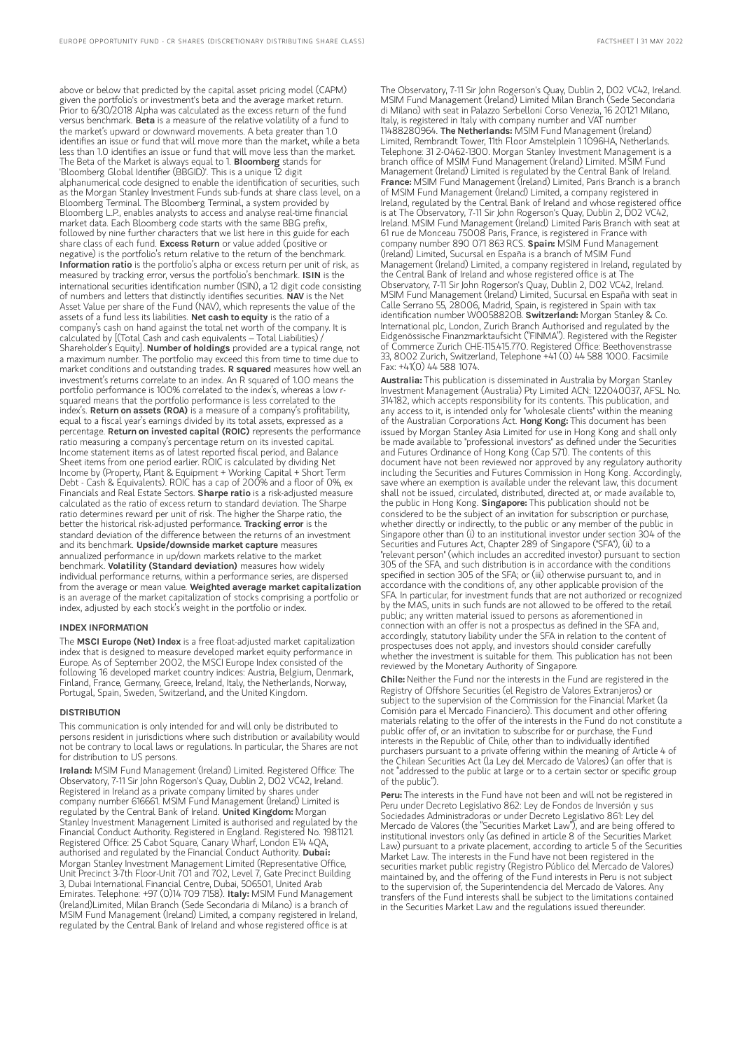above or below that predicted by the capital asset pricing model (CAPM) given the portfolio's or investment's beta and the average market return. Prior to 6/30/2018 Alpha was calculated as the excess return of the fund versus benchmark. **Beta** is a measure of the relative volatility of a fund to the market's upward or downward movements. A beta greater than 1.0 identifies an issue or fund that will move more than the market, while a beta less than 1.0 identifies an issue or fund that will move less than the market. The Beta of the Market is always equal to 1. **Bloomberg** stands for 'Bloomberg Global Identifier (BBGID)'. This is a unique 12 digit alphanumerical code designed to enable the identification of securities, such as the Morgan Stanley Investment Funds sub-funds at share class level, on a Bloomberg Terminal. The Bloomberg Terminal, a system provided by Bloomberg L.P., enables analysts to access and analyse real-time financial market data. Each Bloomberg code starts with the same BBG prefix, followed by nine further characters that we list here in this guide for each share class of each fund. **Excess Return** or value added (positive or negative) is the portfolio's return relative to the return of the benchmark. **Information ratio** is the portfolio's alpha or excess return per unit of risk, as measured by tracking error, versus the portfolio's benchmark. **ISIN** is the international securities identification number (ISIN), a 12 digit code consisting of numbers and letters that distinctly identifies securities. **NAV** is the Net Asset Value per share of the Fund (NAV), which represents the value of the assets of a fund less its liabilities. **Net cash to equity** is the ratio of a company's cash on hand against the total net worth of the company. It is calculated by [(Total Cash and cash equivalents – Total Liabilities) / Shareholder's Equity]. **Number of holdings** provided are a typical range, not a maximum number. The portfolio may exceed this from time to time due to market conditions and outstanding trades. **R squared** measures how well an investment's returns correlate to an index. An R squared of 1.00 means the portfolio performance is 100% correlated to the index's, whereas a low r-squared means that the portfolio performance is less correlated to the index's. **Return on assets (ROA)** is a measure of a company's profitability, equal to a fiscal year's earnings divided by its total assets, expressed as a percentage. **Return on invested capital (ROIC)** represents the performance ratio measuring a company's percentage return on its invested capital. Income statement items as of latest reported fiscal period, and Balance Sheet items from one period earlier. ROIC is calculated by dividing Net Income by (Property, Plant & Equipment + Working Capital + Short Term Debt - Cash & Equivalents). ROIC has a cap of 200% and a floor of 0%, ex Financials and Real Estate Sectors. **Sharpe ratio** is a risk-adjusted measure calculated as the ratio of excess return to standard deviation. The Sharpe ratio determines reward per unit of risk. The higher the Sharpe ratio, the better the historical risk-adjusted performance. **Tracking error** is the standard deviation of the difference between the returns of an investment and its benchmark. **Upside/downside market capture** measures annualized performance in up/down markets relative to the market benchmark. **Volatility (Standard deviation)** measures how widely individual performance returns, within a performance series, are dispersed from the average or mean value. **Weighted average market capitalization** is an average of the market capitalization of stocks comprising a portfolio or index, adjusted by each stock's weight in the portfolio or index.

## INDEX INFORMATION

The **MSCI Europe (Net) Index** is a free float-adjusted market capitalization index that is designed to measure developed market equity performance in Europe. As of September 2002, the MSCI Europe Index consisted of the following 16 developed market country indices: Austria, Belgium, Denmark, Finland, France, Germany, Greece, Ireland, Italy, the Netherlands, Norway, Portugal, Spain, Sweden, Switzerland, and the United Kingdom.

## DISTRIBUTION

This communication is only intended for and will only be distributed to persons resident in jurisdictions where such distribution or availability would not be contrary to local laws or regulations. In particular, the Shares are not for distribution to US persons.

**Ireland:** MSIM Fund Management (Ireland) Limited. Registered Office: The Observatory, 7-11 Sir John Rogerson's Quay, Dublin 2, D02 VC42, Ireland. Registered in Ireland as a private company limited by shares under company number 616661. MSIM Fund Management (Ireland) Limited is regulated by the Central Bank of Ireland. **United Kingdom:** Morgan Stanley Investment Management Limited is authorised and regulated by the Financial Conduct Authority. Registered in England. Registered No. 1981121. Registered Office: 25 Cabot Square, Canary Wharf, London E14 4QA, authorised and regulated by the Financial Conduct Authority. **Dubai:** Morgan Stanley Investment Management Limited (Representative Office, Unit Precinct 3-7th Floor-Unit 701 and 702, Level 7, Gate Precinct Building 3, Dubai International Financial Centre, Dubai, 506501, United Arab Emirates. Telephone: +97 (0)14 709 7158). **Italy:** MSIM Fund Management (Ireland)Limited, Milan Branch (Sede Secondaria di Milano) is a branch of MSIM Fund Management (Ireland) Limited, a company registered in Ireland, regulated by the Central Bank of Ireland and whose registered office is at The Observatory, 7-11 Sir John Rogerson's Quay, Dublin 2, D02 VC42, Ireland. MSIM Fund Management (Ireland) Limited Milan Branch (Sede Secondaria di Milano) with seat in Palazzo Serbelloni Corso Venezia, 16 20121 Milano, Italy, is registered in Italy with company number and VAT number 11488280964. **The Netherlands:** MSIM Fund Management (Ireland) Limited, Rembrandt Tower, 11th Floor Amstelplein 1 1096HA, Netherlands. Telephone: 31 2-0462-1300. Morgan Stanley Investment Management is a branch office of MSIM Fund Management (Ireland) Limited. MSIM Fund Management (Ireland) Limited is regulated by the Central Bank of Ireland. **France:** MSIM Fund Management (Ireland) Limited, Paris Branch is a branch of MSIM Fund Management (Ireland) Limited, a company registered in Ireland, regulated by the Central Bank of Ireland and whose registered office is at The Observatory, 7-11 Sir John Rogerson's Quay, Dublin 2, D02 VC42, Ireland. MSIM Fund Management (Ireland) Limited Paris Branch with seat at 61 rue de Monceau 75008 Paris, France, is registered in France with company number 890 071 863 RCS. **Spain:** MSIM Fund Management (Ireland) Limited, Sucursal en España is a branch of MSIM Fund Management (Ireland) Limited, a company registered in Ireland, regulated by the Central Bank of Ireland and whose registered office is at The Observatory, 7-11 Sir John Rogerson's Quay, Dublin 2, D02 VC42, Ireland. MSIM Fund Management (Ireland) Limited, Sucursal en España with seat in Calle Serrano 55, 28006, Madrid, Spain, is registered in Spain with tax identification number W0058820B. **Switzerland:** Morgan Stanley & Co. International plc, London, Zurich Branch Authorised and regulated by the Eidgenössische Finanzmarktaufsicht ("FINMA"). Registered with the Register of Commerce Zurich CHE-115.415.770. Registered Office: Beethovenstrasse 33, 8002 Zurich, Switzerland, Telephone +41 (0) 44 588 1000. Facsimile Fax: +41(0) 44 588 1074.

**Australia:** This publication is disseminated in Australia by Morgan Stanley Investment Management (Australia) Pty Limited ACN: 122040037, AFSL No. 314182, which accepts responsibility for its contents. This publication, and any access to it, is intended only for "wholesale clients" within the meaning of the Australian Corporations Act. **Hong Kong:** This document has been issued by Morgan Stanley Asia Limited for use in Hong Kong and shall only be made available to "professional investors" as defined under the Securities and Futures Ordinance of Hong Kong (Cap 571). The contents of this document have not been reviewed nor approved by any regulatory authority including the Securities and Futures Commission in Hong Kong. Accordingly, save where an exemption is available under the relevant law, this document shall not be issued, circulated, distributed, directed at, or made available to, the public in Hong Kong. **Singapore:** This publication should not be considered to be the subject of an invitation for subscription or purchase, whether directly or indirectly, to the public or any member of the public in Singapore other than (i) to an institutional investor under section 304 of the Securities and Futures Act, Chapter 289 of Singapore ("SFA"), (ii) to a "relevant person" (which includes an accredited investor) pursuant to section 305 of the SFA, and such distribution is in accordance with the conditions specified in section 305 of the SFA; or (iii) otherwise pursuant to, and in accordance with the conditions of, any other applicable provision of the SFA. In particular, for investment funds that are not authorized or recognized by the MAS, units in such funds are not allowed to be offered to the retail public; any written material issued to persons as aforementioned in connection with an offer is not a prospectus as defined in the SFA and, accordingly, statutory liability under the SFA in relation to the content of prospectuses does not apply, and investors should consider carefully whether the investment is suitable for them. This publication has not been reviewed by the Monetary Authority of Singapore.

**Chile:** Neither the Fund nor the interests in the Fund are registered in the Registry of Offshore Securities (el Registro de Valores Extranjeros) or subject to the supervision of the Commission for the Financial Market (la Comisión para el Mercado Financiero). This document and other offering materials relating to the offer of the interests in the Fund do not constitute a public offer of, or an invitation to subscribe for or purchase, the Fund interests in the Republic of Chile, other than to individually identified purchasers pursuant to a private offering within the meaning of Article 4 of the Chilean Securities Act (la Ley del Mercado de Valores) (an offer that is not "addressed to the public at large or to a certain sector or specific group of the public").

**Peru:** The interests in the Fund have not been and will not be registered in Peru under Decreto Legislativo 862: Ley de Fondos de Inversión y sus Sociedades Administradoras or under Decreto Legislativo 861: Ley del Mercado de Valores (the "Securities Market Law"), and are being offered to institutional investors only (as defined in article 8 of the Securities Market Law) pursuant to a private placement, according to article 5 of the Securities Market Law. The interests in the Fund have not been registered in the securities market public registry (Registro Público del Mercado de Valores) maintained by, and the offering of the Fund interests in Peru is not subject to the supervision of, the Superintendencia del Mercado de Valores. Any transfers of the Fund interests shall be subject to the limitations contained in the Securities Market Law and the regulations issued thereunder.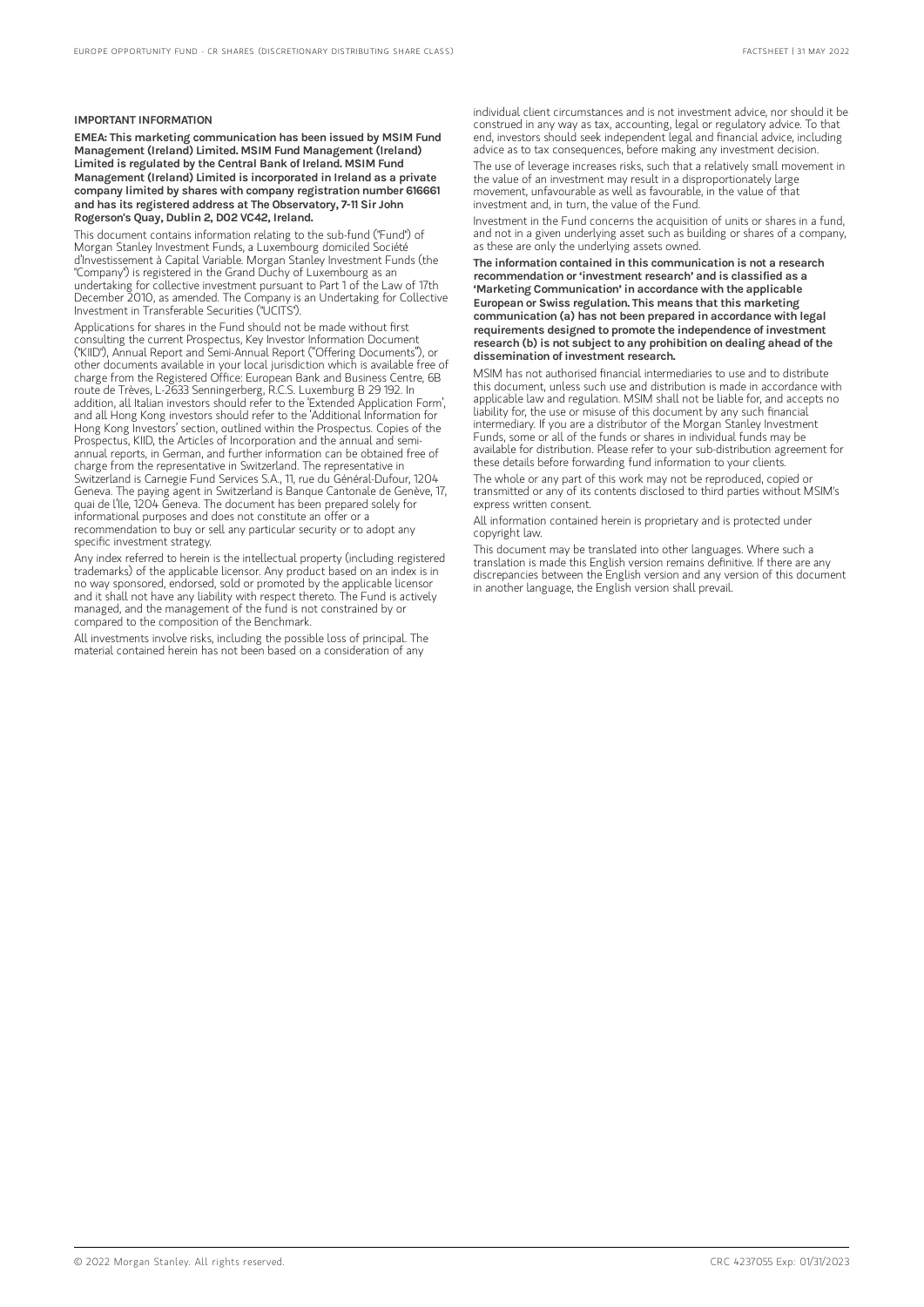## IMPORTANT INFORMATION

**EMEA: This marketing communication has been issued by MSIM Fund Management (Ireland) Limited. MSIM Fund Management (Ireland) Limited is regulated by the Central Bank of Ireland. MSIM Fund Management (Ireland) Limited is incorporated in Ireland as a private company limited by shares with company registration number 616661 and has its registered address at The Observatory, 7-11 Sir John Rogerson's Quay, Dublin 2, D02 VC42, Ireland.**

This document contains information relating to the sub-fund ("Fund") of Morgan Stanley Investment Funds, a Luxembourg domiciled Société d'Investissement à Capital Variable. Morgan Stanley Investment Funds (the "Company") is registered in the Grand Duchy of Luxembourg as an undertaking for collective investment pursuant to Part 1 of the Law of 17th December 2010, as amended. The Company is an Undertaking for Collective Investment in Transferable Securities ("UCITS").

Applications for shares in the Fund should not be made without first consulting the current Prospectus, Key Investor Information Document ("KIID"), Annual Report and Semi-Annual Report ("Offering Documents"), or other documents available in your local jurisdiction which is available free of charge from the Registered Office: European Bank and Business Centre, 6B route de Trèves, L-2633 Senningerberg, R.C.S. Luxemburg B 29 192. In addition, all Italian investors should refer to the 'Extended Application Form', and all Hong Kong investors should refer to the 'Additional Information for Hong Kong Investors' section, outlined within the Prospectus. Copies of the Prospectus, KIID, the Articles of Incorporation and the annual and semi-annual reports, in German, and further information can be obtained free of charge from the representative in Switzerland. The representative in Switzerland is Carnegie Fund Services S.A., 11, rue du Général-Dufour, 1204 Geneva. The paying agent in Switzerland is Banque Cantonale de Genève, 17, quai de l'Ile, 1204 Geneva. The document has been prepared solely for informational purposes and does not constitute an offer or a recommendation to buy or sell any particular security or to adopt any specific investment strategy.

Any index referred to herein is the intellectual property (including registered trademarks) of the applicable licensor. Any product based on an index is in no way sponsored, endorsed, sold or promoted by the applicable licensor and it shall not have any liability with respect thereto. The Fund is actively managed, and the management of the fund is not constrained by or compared to the composition of the Benchmark.

All investments involve risks, including the possible loss of principal. The material contained herein has not been based on a consideration of any individual client circumstances and is not investment advice, nor should it be construed in any way as tax, accounting, legal or regulatory advice. To that end, investors should seek independent legal and financial advice, including advice as to tax consequences, before making any investment decision.

The use of leverage increases risks, such that a relatively small movement in the value of an investment may result in a disproportionately large movement, unfavourable as well as favourable, in the value of that investment and, in turn, the value of the Fund.

Investment in the Fund concerns the acquisition of units or shares in a fund, and not in a given underlying asset such as building or shares of a company, as these are only the underlying assets owned.

**The information contained in this communication is not a research recommendation or 'investment research' and is classified as a 'Marketing Communication' in accordance with the applicable European or Swiss regulation. This means that this marketing communication (a) has not been prepared in accordance with legal requirements designed to promote the independence of investment research (b) is not subject to any prohibition on dealing ahead of the dissemination of investment research.**

MSIM has not authorised financial intermediaries to use and to distribute this document, unless such use and distribution is made in accordance with applicable law and regulation. MSIM shall not be liable for, and accepts no liability for, the use or misuse of this document by any such financial intermediary. If you are a distributor of the Morgan Stanley Investment Funds, some or all of the funds or shares in individual funds may be available for distribution. Please refer to your sub-distribution agreement for these details before forwarding fund information to your clients.

The whole or any part of this work may not be reproduced, copied or transmitted or any of its contents disclosed to third parties without MSIM's express written consent.

All information contained herein is proprietary and is protected under copyright law.

This document may be translated into other languages. Where such a translation is made this English version remains definitive. If there are any discrepancies between the English version and any version of this document in another language, the English version shall prevail.

© 2022 Morgan Stanley. All rights reserved.

CRC 4237055 Exp: 01/31/2023